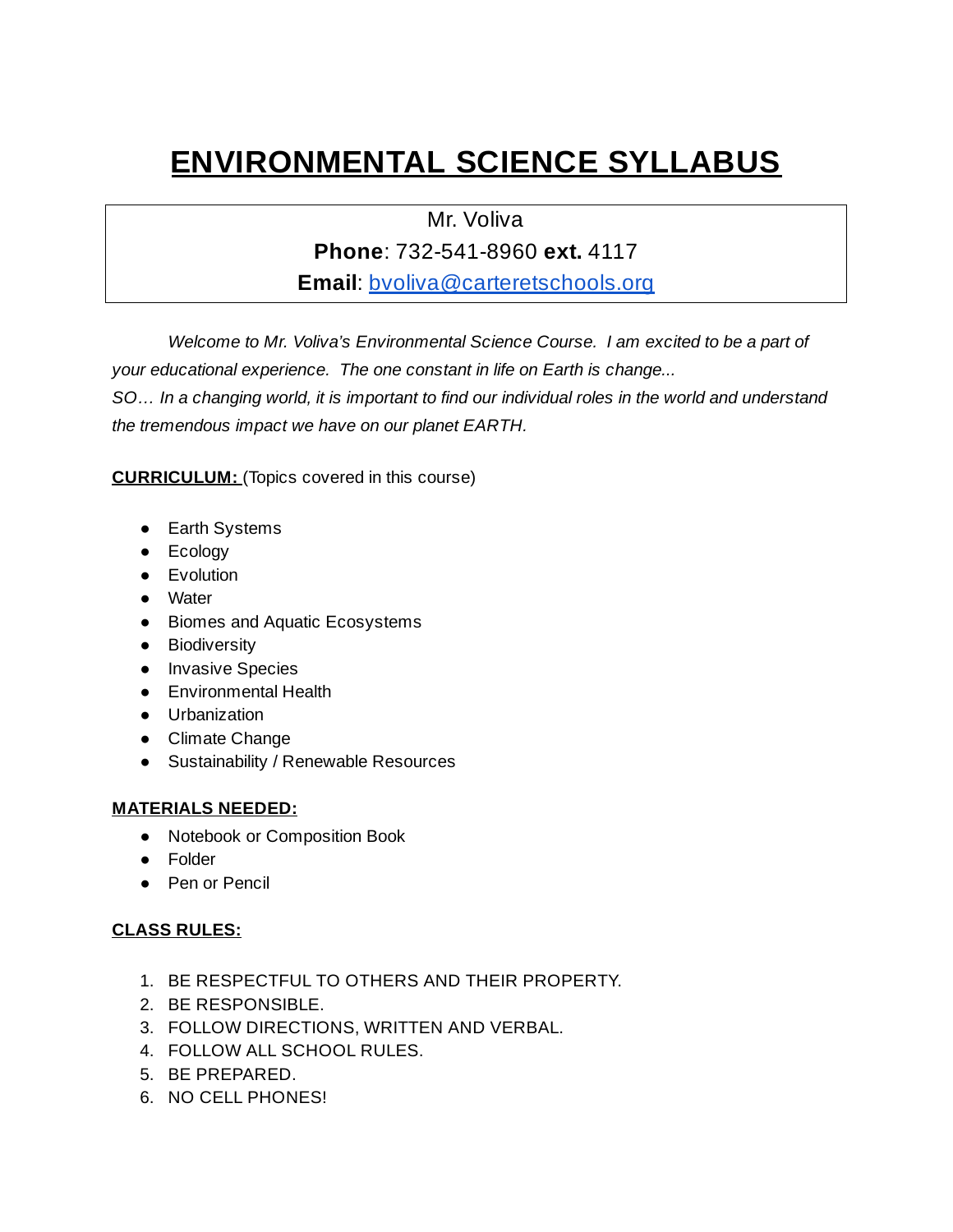# ENVIRONMENTAL SCIENCE SYLLABUS

Mr. Voliva

**Phone**: 732-541-8960 **ext.** 4117

**Email**: bvoliva@carteretschools.org

*Welcome to Mr. Voliva's Environmental Science Course. I am excited to be a part of your educational experience. The one constant in life on Earth is change... SO… In a changing world, it is important to find our individual roles in the world and understand the tremendous impact we have on our planet EARTH.*

**CURRICULUM:** (Topics covered in this course)

- Earth Systems
- Ecology
- Evolution
- Water
- Biomes and Aquatic Ecosystems
- Biodiversity
- Invasive Species
- Environmental Health
- Urbanization
- Climate Change
- Sustainability / Renewable Resources

**MATERIALS NEEDED:**

- Notebook or Composition Book
- Folder
- Pen or Pencil

**CLASS RULES:**

1. BE RESPECTFUL TO OTHERS AND THEIR PROPERTY.
2. BE RESPONSIBLE.
3. FOLLOW DIRECTIONS, WRITTEN AND VERBAL.
4. FOLLOW ALL SCHOOL RULES.
5. BE PREPARED.
6. NO CELL PHONES!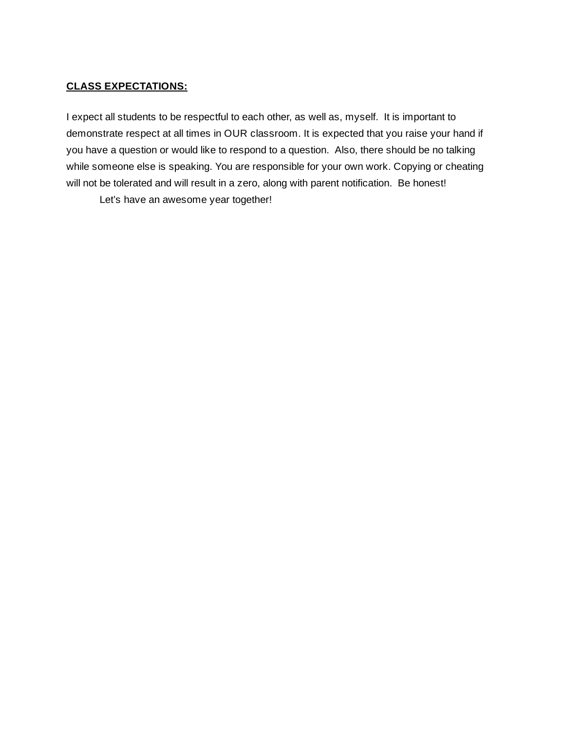**<u>CLASS EXPECTATIONS:</u>**

I expect all students to be respectful to each other, as well as, myself. It is important to demonstrate respect at all times in OUR classroom. It is expected that you raise your hand if you have a question or would like to respond to a question. Also, there should be no talking while someone else is speaking. You are responsible for your own work. Copying or cheating will not be tolerated and will result in a zero, along with parent notification. Be honest!

Let's have an awesome year together!